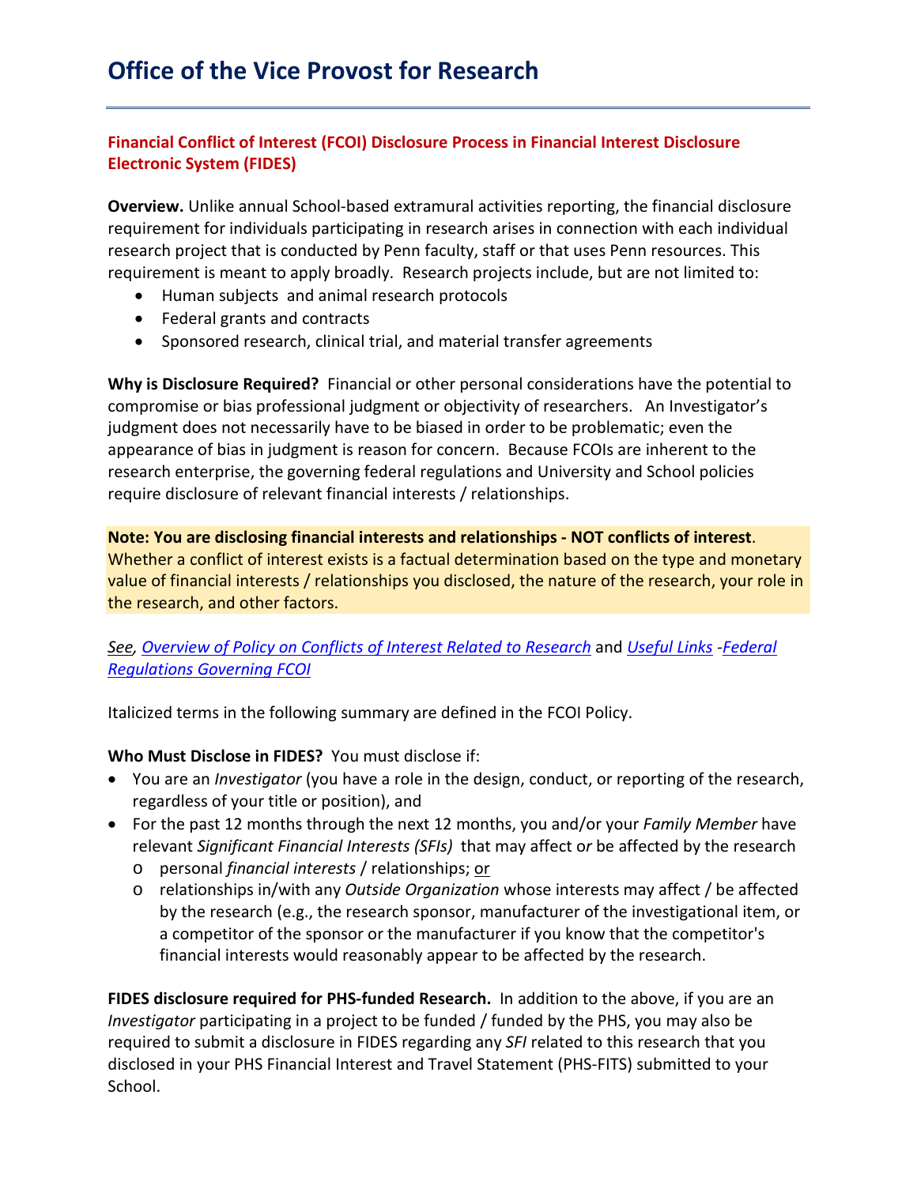# Office of the Vice Provost for Research

## Financial Conflict of Interest (FCOI) Disclosure Process in Financial Interest Disclosure Electronic System (FIDES)

**Overview.** Unlike annual School-based extramural activities reporting, the financial disclosure requirement for individuals participating in research arises in connection with each individual research project that is conducted by Penn faculty, staff or that uses Penn resources. This requirement is meant to apply broadly. Research projects include, but are not limited to:

- Human subjects and animal research protocols
- Federal grants and contracts
- Sponsored research, clinical trial, and material transfer agreements

**Why is Disclosure Required?** Financial or other personal considerations have the potential to compromise or bias professional judgment or objectivity of researchers. An Investigator's judgment does not necessarily have to be biased in order to be problematic; even the appearance of bias in judgment is reason for concern. Because FCOIs are inherent to the research enterprise, the governing federal regulations and University and School policies require disclosure of relevant financial interests / relationships.

**Note: You are disclosing financial interests and relationships - NOT conflicts of interest**. Whether a conflict of interest exists is a factual determination based on the type and monetary value of financial interests / relationships you disclosed, the nature of the research, your role in the research, and other factors.

*See, Overview of Policy on Conflicts of Interest Related to Research* and *Useful Links -Federal Regulations Governing FCOI*

Italicized terms in the following summary are defined in the FCOI Policy.

**Who Must Disclose in FIDES?** You must disclose if:

- You are an *Investigator* (you have a role in the design, conduct, or reporting of the research, regardless of your title or position), and
- For the past 12 months through the next 12 months, you and/or your *Family Member* have relevant *Significant Financial Interests (SFIs)* that may affect or be affected by the research
  - personal *financial interests* / relationships; or
  - relationships in/with any *Outside Organization* whose interests may affect / be affected by the research (e.g., the research sponsor, manufacturer of the investigational item, or a competitor of the sponsor or the manufacturer if you know that the competitor's financial interests would reasonably appear to be affected by the research.

**FIDES disclosure required for PHS-funded Research.** In addition to the above, if you are an *Investigator* participating in a project to be funded / funded by the PHS, you may also be required to submit a disclosure in FIDES regarding any *SFI* related to this research that you disclosed in your PHS Financial Interest and Travel Statement (PHS-FITS) submitted to your School.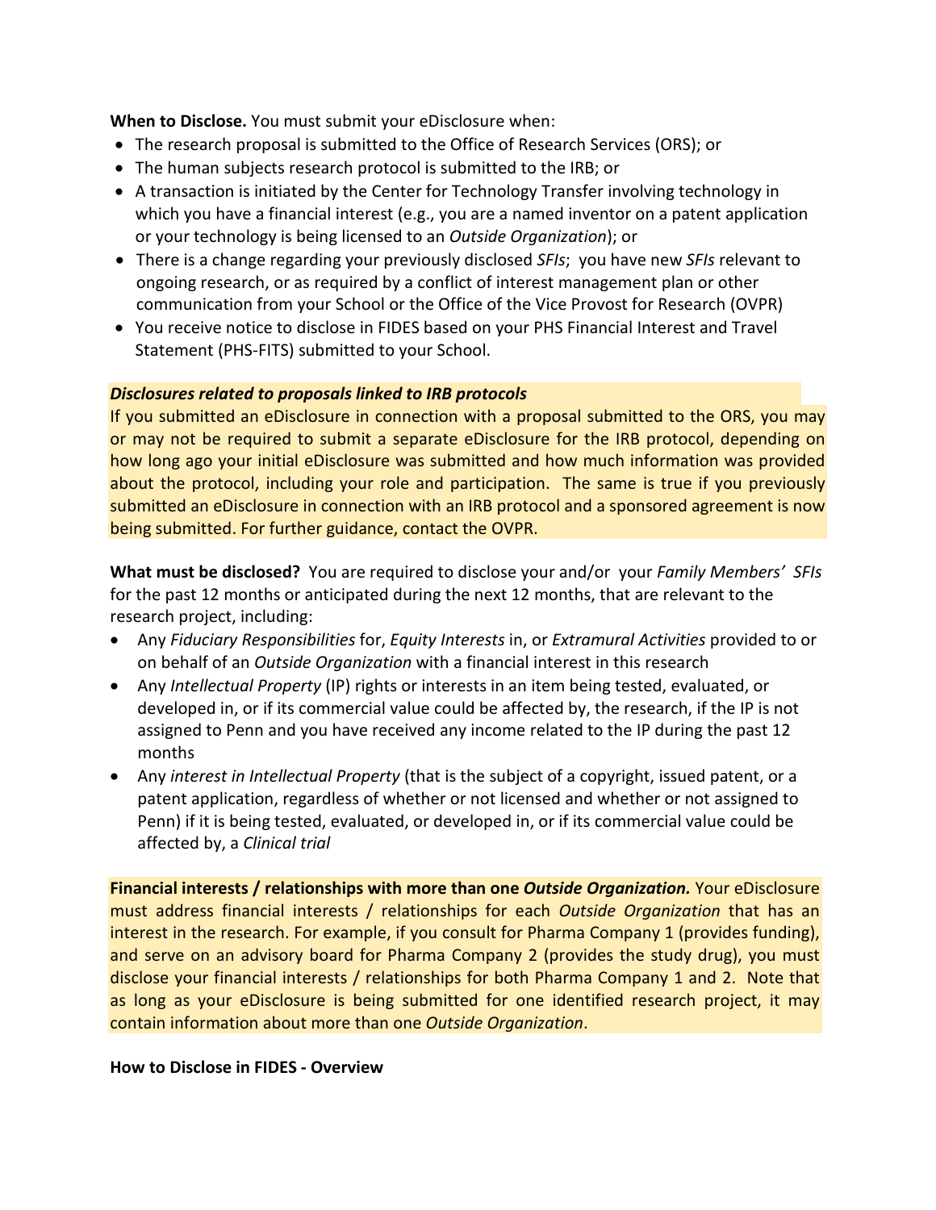**When to Disclose.** You must submit your eDisclosure when:

- The research proposal is submitted to the Office of Research Services (ORS); or
- The human subjects research protocol is submitted to the IRB; or
- A transaction is initiated by the Center for Technology Transfer involving technology in which you have a financial interest (e.g., you are a named inventor on a patent application or your technology is being licensed to an *Outside Organization*); or
- There is a change regarding your previously disclosed *SFIs*; you have new *SFIs* relevant to ongoing research, or as required by a conflict of interest management plan or other communication from your School or the Office of the Vice Provost for Research (OVPR)
- You receive notice to disclose in FIDES based on your PHS Financial Interest and Travel Statement (PHS-FITS) submitted to your School.

***Disclosures related to proposals linked to IRB protocols***

If you submitted an eDisclosure in connection with a proposal submitted to the ORS, you may or may not be required to submit a separate eDisclosure for the IRB protocol, depending on how long ago your initial eDisclosure was submitted and how much information was provided about the protocol, including your role and participation. The same is true if you previously submitted an eDisclosure in connection with an IRB protocol and a sponsored agreement is now being submitted. For further guidance, contact the OVPR.

**What must be disclosed?** You are required to disclose your and/or your *Family Members' SFIs* for the past 12 months or anticipated during the next 12 months, that are relevant to the research project, including:

- Any *Fiduciary Responsibilities* for, *Equity Interests* in, or *Extramural Activities* provided to or on behalf of an *Outside Organization* with a financial interest in this research
- Any *Intellectual Property* (IP) rights or interests in an item being tested, evaluated, or developed in, or if its commercial value could be affected by, the research, if the IP is not assigned to Penn and you have received any income related to the IP during the past 12 months
- Any *interest in Intellectual Property* (that is the subject of a copyright, issued patent, or a patent application, regardless of whether or not licensed and whether or not assigned to Penn) if it is being tested, evaluated, or developed in, or if its commercial value could be affected by, a *Clinical trial*

**Financial interests / relationships with more than one *Outside Organization.*** Your eDisclosure must address financial interests / relationships for each *Outside Organization* that has an interest in the research. For example, if you consult for Pharma Company 1 (provides funding), and serve on an advisory board for Pharma Company 2 (provides the study drug), you must disclose your financial interests / relationships for both Pharma Company 1 and 2. Note that as long as your eDisclosure is being submitted for one identified research project, it may contain information about more than one *Outside Organization*.

**How to Disclose in FIDES - Overview**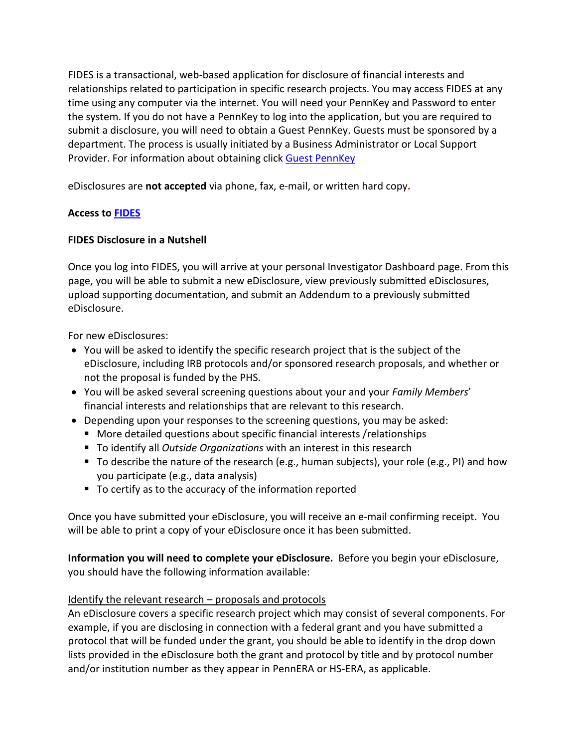FIDES is a transactional, web-based application for disclosure of financial interests and relationships related to participation in specific research projects. You may access FIDES at any time using any computer via the internet. You will need your PennKey and Password to enter the system. If you do not have a PennKey to log into the application, but you are required to submit a disclosure, you will need to obtain a Guest PennKey. Guests must be sponsored by a department. The process is usually initiated by a Business Administrator or Local Support Provider. For information about obtaining click [Guest PennKey]()

eDisclosures are **not accepted** via phone, fax, e-mail, or written hard copy.

**Access to [FIDES]()**

**FIDES Disclosure in a Nutshell**

Once you log into FIDES, you will arrive at your personal Investigator Dashboard page. From this page, you will be able to submit a new eDisclosure, view previously submitted eDisclosures, upload supporting documentation, and submit an Addendum to a previously submitted eDisclosure.

For new eDisclosures:

- You will be asked to identify the specific research project that is the subject of the eDisclosure, including IRB protocols and/or sponsored research proposals, and whether or not the proposal is funded by the PHS.
- You will be asked several screening questions about your and your *Family Members*' financial interests and relationships that are relevant to this research.
- Depending upon your responses to the screening questions, you may be asked:
  - More detailed questions about specific financial interests /relationships
  - To identify all *Outside Organizations* with an interest in this research
  - To describe the nature of the research (e.g., human subjects), your role (e.g., PI) and how you participate (e.g., data analysis)
  - To certify as to the accuracy of the information reported

Once you have submitted your eDisclosure, you will receive an e-mail confirming receipt. You will be able to print a copy of your eDisclosure once it has been submitted.

**Information you will need to complete your eDisclosure.** Before you begin your eDisclosure, you should have the following information available:

<u>Identify the relevant research – proposals and protocols</u>
An eDisclosure covers a specific research project which may consist of several components. For example, if you are disclosing in connection with a federal grant and you have submitted a protocol that will be funded under the grant, you should be able to identify in the drop down lists provided in the eDisclosure both the grant and protocol by title and by protocol number and/or institution number as they appear in PennERA or HS-ERA, as applicable.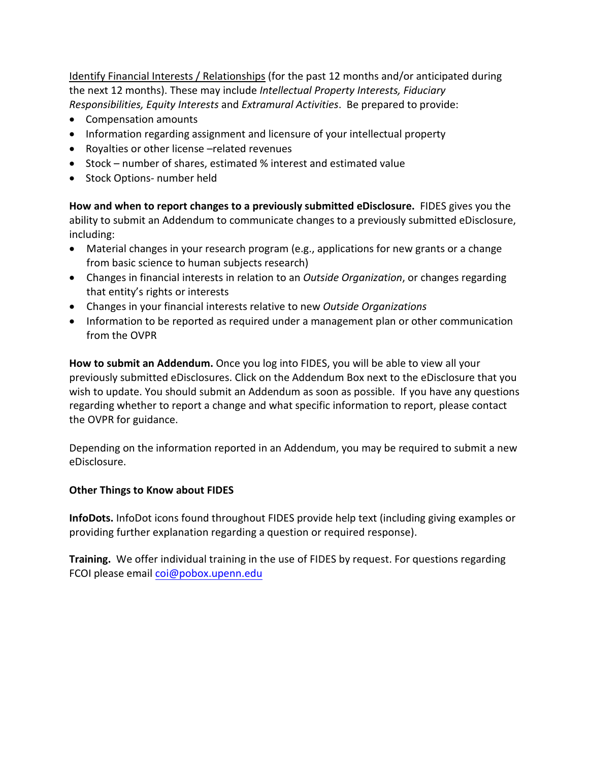<u>Identify Financial Interests / Relationships</u> (for the past 12 months and/or anticipated during the next 12 months). These may include *Intellectual Property Interests, Fiduciary Responsibilities, Equity Interests* and *Extramural Activities*. Be prepared to provide:

- Compensation amounts
- Information regarding assignment and licensure of your intellectual property
- Royalties or other license –related revenues
- Stock – number of shares, estimated % interest and estimated value
- Stock Options- number held

**How and when to report changes to a previously submitted eDisclosure.** FIDES gives you the ability to submit an Addendum to communicate changes to a previously submitted eDisclosure, including:

- Material changes in your research program (e.g., applications for new grants or a change from basic science to human subjects research)
- Changes in financial interests in relation to an *Outside Organization*, or changes regarding that entity's rights or interests
- Changes in your financial interests relative to new *Outside Organizations*
- Information to be reported as required under a management plan or other communication from the OVPR

**How to submit an Addendum.** Once you log into FIDES, you will be able to view all your previously submitted eDisclosures. Click on the Addendum Box next to the eDisclosure that you wish to update. You should submit an Addendum as soon as possible. If you have any questions regarding whether to report a change and what specific information to report, please contact the OVPR for guidance.

Depending on the information reported in an Addendum, you may be required to submit a new eDisclosure.

**Other Things to Know about FIDES**

**InfoDots.** InfoDot icons found throughout FIDES provide help text (including giving examples or providing further explanation regarding a question or required response).

**Training.** We offer individual training in the use of FIDES by request. For questions regarding FCOI please email coi@pobox.upenn.edu